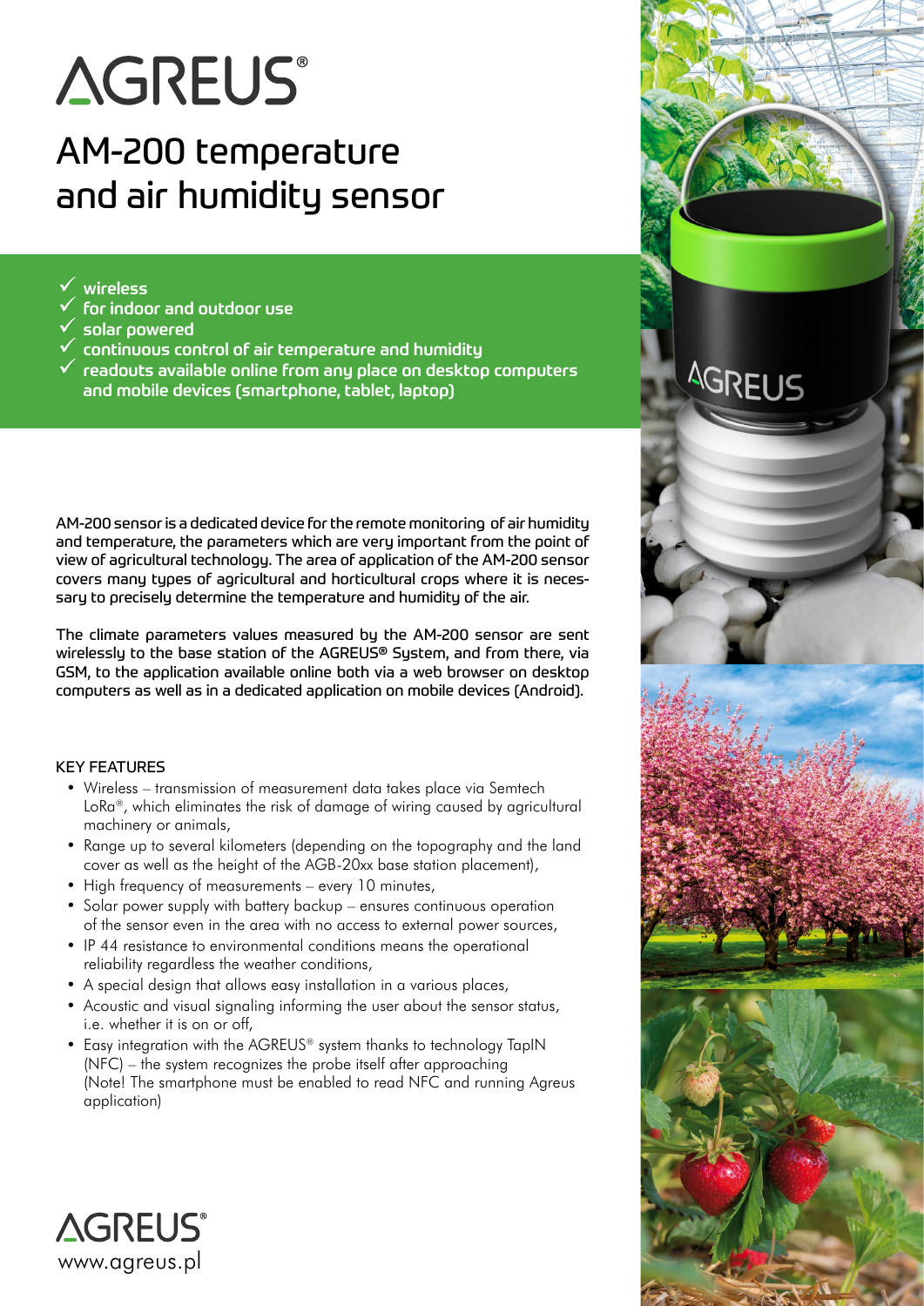# AGREUS®

## AM-200 temperature and air humidity sensor

- ✓ wireless
- ✓ for indoor and outdoor use
- ✓ solar powered
- ✓ continuous control of air temperature and humidity
- ✓ readouts available online from any place on desktop computers and mobile devices (smartphone, tablet, laptop)

AM-200 sensor is a dedicated device for the remote monitoring of air humidity and temperature, the parameters which are very important from the point of view of agricultural technology. The area of application of the AM-200 sensor covers many types of agricultural and horticultural crops where it is necessary to precisely determine the temperature and humidity of the air.

The climate parameters values measured by the AM-200 sensor are sent wirelessly to the base station of the AGREUS® System, and from there, via GSM, to the application available online both via a web browser on desktop computers as well as in a dedicated application on mobile devices (Android).

### KEY FEATURES

- Wireless – transmission of measurement data takes place via Semtech LoRa®, which eliminates the risk of damage of wiring caused by agricultural machinery or animals,
- Range up to several kilometers (depending on the topography and the land cover as well as the height of the AGB-20xx base station placement),
- High frequency of measurements – every 10 minutes,
- Solar power supply with battery backup – ensures continuous operation of the sensor even in the area with no access to external power sources,
- IP 44 resistance to environmental conditions means the operational reliability regardless the weather conditions,
- A special design that allows easy installation in a various places,
- Acoustic and visual signaling informing the user about the sensor status, i.e. whether it is on or off,
- Easy integration with the AGREUS® system thanks to technology TapIN (NFC) – the system recognizes the probe itself after approaching (Note! The smartphone must be enabled to read NFC and running Agreus application)

AGREUS®
www.agreus.pl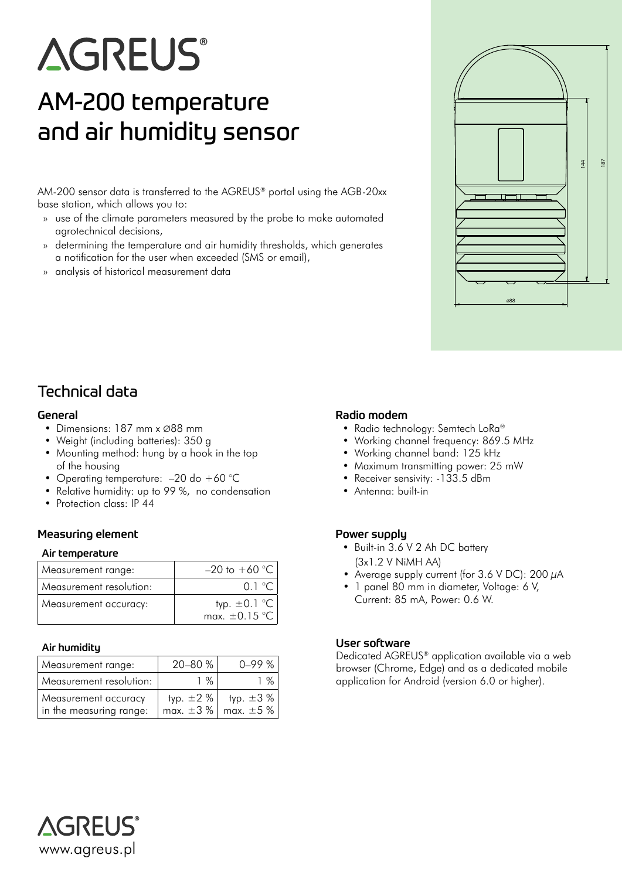# AGREUS®

# AM-200 temperature and air humidity sensor

AM-200 sensor data is transferred to the AGREUS® portal using the AGB-20xx base station, which allows you to:

- » use of the climate parameters measured by the probe to make automated agrotechnical decisions,
- » determining the temperature and air humidity thresholds, which generates a notification for the user when exceeded (SMS or email),
- » analysis of historical measurement data

144

187

⌀88

## Technical data

### General

- Dimensions: 187 mm x ⌀88 mm
- Weight (including batteries): 350 g
- Mounting method: hung by a hook in the top of the housing
- Operating temperature: –20 do +60 °C
- Relative humidity: up to 99 %, no condensation
- Protection class: IP 44

### Measuring element

#### Air temperature

| | |
|---|---|
| Measurement range: | –20 to +60 °C |
| Measurement resolution: | 0.1 °C |
| Measurement accuracy: | typ. ±0.1 °C<br>max. ±0.15 °C |

#### Air humidity

| | | |
|---|---|---|
| Measurement range: | 20–80 % | 0–99 % |
| Measurement resolution: | 1 % | 1 % |
| Measurement accuracy in the measuring range: | typ. ±2 %<br>max. ±3 % | typ. ±3 %<br>max. ±5 % |

### Radio modem

- Radio technology: Semtech LoRa®
- Working channel frequency: 869.5 MHz
- Working channel band: 125 kHz
- Maximum transmitting power: 25 mW
- Receiver sensivity: -133.5 dBm
- Antenna: built-in

### Power supply

- Built-in 3.6 V 2 Ah DC battery (3x1.2 V NiMH AA)
- Average supply current (for 3.6 V DC): 200 $\mu$A
- 1 panel 80 mm in diameter, Voltage: 6 V, Current: 85 mA, Power: 0.6 W.

### User software

Dedicated AGREUS® application available via a web browser (Chrome, Edge) and as a dedicated mobile application for Android (version 6.0 or higher).

AGREUS®
www.agreus.pl